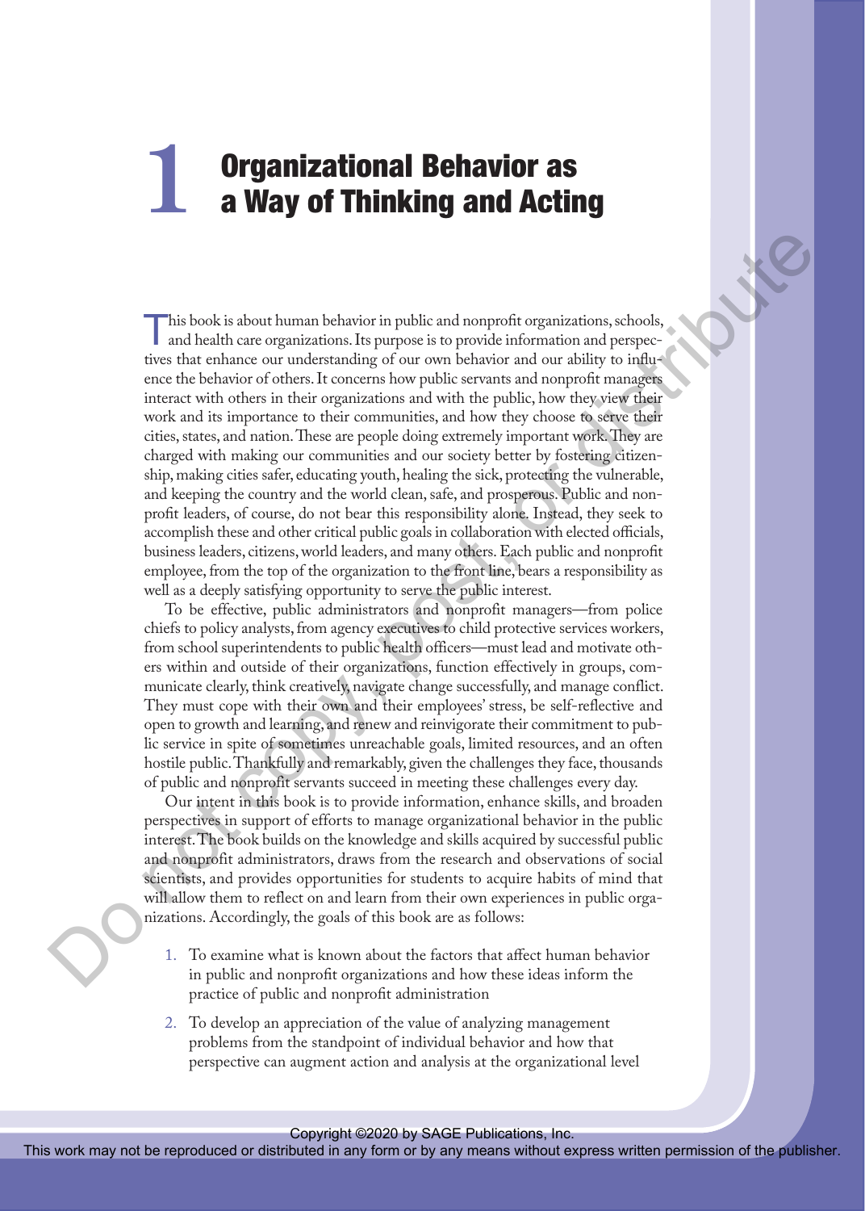# 1 Organizational Behavior as a Way of Thinking and Acting

This book is about human behavior in public and nonprofit organizations, schools, and health care organizations. Its purpose is to provide information and perspectives that enhance our understanding of our own behavior and our ability to influence the behavior of others. It concerns how public servants and nonprofit managers interact with others in their organizations and with the public, how they view their work and its importance to their communities, and how they choose to serve their cities, states, and nation. These are people doing extremely important work. They are charged with making our communities and our society better by fostering citizenship, making cities safer, educating youth, healing the sick, protecting the vulnerable, and keeping the country and the world clean, safe, and prosperous. Public and nonprofit leaders, of course, do not bear this responsibility alone. Instead, they seek to accomplish these and other critical public goals in collaboration with elected officials, business leaders, citizens, world leaders, and many others. Each public and nonprofit employee, from the top of the organization to the front line, bears a responsibility as well as a deeply satisfying opportunity to serve the public interest.

To be effective, public administrators and nonprofit managers—from police chiefs to policy analysts, from agency executives to child protective services workers, from school superintendents to public health officers—must lead and motivate others within and outside of their organizations, function effectively in groups, communicate clearly, think creatively, navigate change successfully, and manage conflict. They must cope with their own and their employees' stress, be self-reflective and open to growth and learning, and renew and reinvigorate their commitment to public service in spite of sometimes unreachable goals, limited resources, and an often hostile public. Thankfully and remarkably, given the challenges they face, thousands of public and nonprofit servants succeed in meeting these challenges every day.

Our intent in this book is to provide information, enhance skills, and broaden perspectives in support of efforts to manage organizational behavior in the public interest. The book builds on the knowledge and skills acquired by successful public and nonprofit administrators, draws from the research and observations of social scientists, and provides opportunities for students to acquire habits of mind that will allow them to reflect on and learn from their own experiences in public organizations. Accordingly, the goals of this book are as follows:

1. To examine what is known about the factors that affect human behavior in public and nonprofit organizations and how these ideas inform the practice of public and nonprofit administration
2. To develop an appreciation of the value of analyzing management problems from the standpoint of individual behavior and how that perspective can augment action and analysis at the organizational level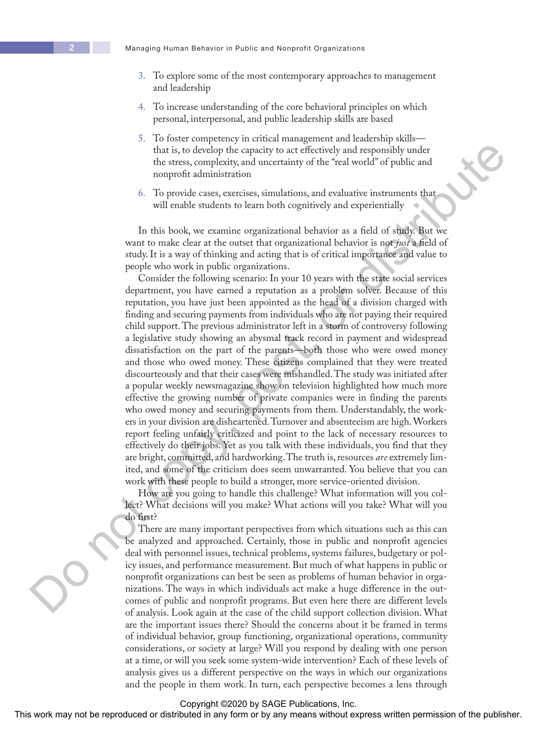3. To explore some of the most contemporary approaches to management and leadership
4. To increase understanding of the core behavioral principles on which personal, interpersonal, and public leadership skills are based
5. To foster competency in critical management and leadership skills—that is, to develop the capacity to act effectively and responsibly under the stress, complexity, and uncertainty of the "real world" of public and nonprofit administration
6. To provide cases, exercises, simulations, and evaluative instruments that will enable students to learn both cognitively and experientially

In this book, we examine organizational behavior as a field of study. But we want to make clear at the outset that organizational behavior is not *just* a field of study. It is a way of thinking and acting that is of critical importance and value to people who work in public organizations.

Consider the following scenario: In your 10 years with the state social services department, you have earned a reputation as a problem solver. Because of this reputation, you have just been appointed as the head of a division charged with finding and securing payments from individuals who are not paying their required child support. The previous administrator left in a storm of controversy following a legislative study showing an abysmal track record in payment and widespread dissatisfaction on the part of the parents—both those who were owed money and those who owed money. These citizens complained that they were treated discourteously and that their cases were mishandled. The study was initiated after a popular weekly newsmagazine show on television highlighted how much more effective the growing number of private companies were in finding the parents who owed money and securing payments from them. Understandably, the workers in your division are disheartened. Turnover and absenteeism are high. Workers report feeling unfairly criticized and point to the lack of necessary resources to effectively do their jobs. Yet as you talk with these individuals, you find that they are bright, committed, and hardworking. The truth is, resources *are* extremely limited, and some of the criticism does seem unwarranted. You believe that you can work with these people to build a stronger, more service-oriented division.

How are you going to handle this challenge? What information will you collect? What decisions will you make? What actions will you take? What will you do first?

There are many important perspectives from which situations such as this can be analyzed and approached. Certainly, those in public and nonprofit agencies deal with personnel issues, technical problems, systems failures, budgetary or policy issues, and performance measurement. But much of what happens in public or nonprofit organizations can best be seen as problems of human behavior in organizations. The ways in which individuals act make a huge difference in the outcomes of public and nonprofit programs. But even here there are different levels of analysis. Look again at the case of the child support collection division. What are the important issues there? Should the concerns about it be framed in terms of individual behavior, group functioning, organizational operations, community considerations, or society at large? Will you respond by dealing with one person at a time, or will you seek some system-wide intervention? Each of these levels of analysis gives us a different perspective on the ways in which our organizations and the people in them work. In turn, each perspective becomes a lens through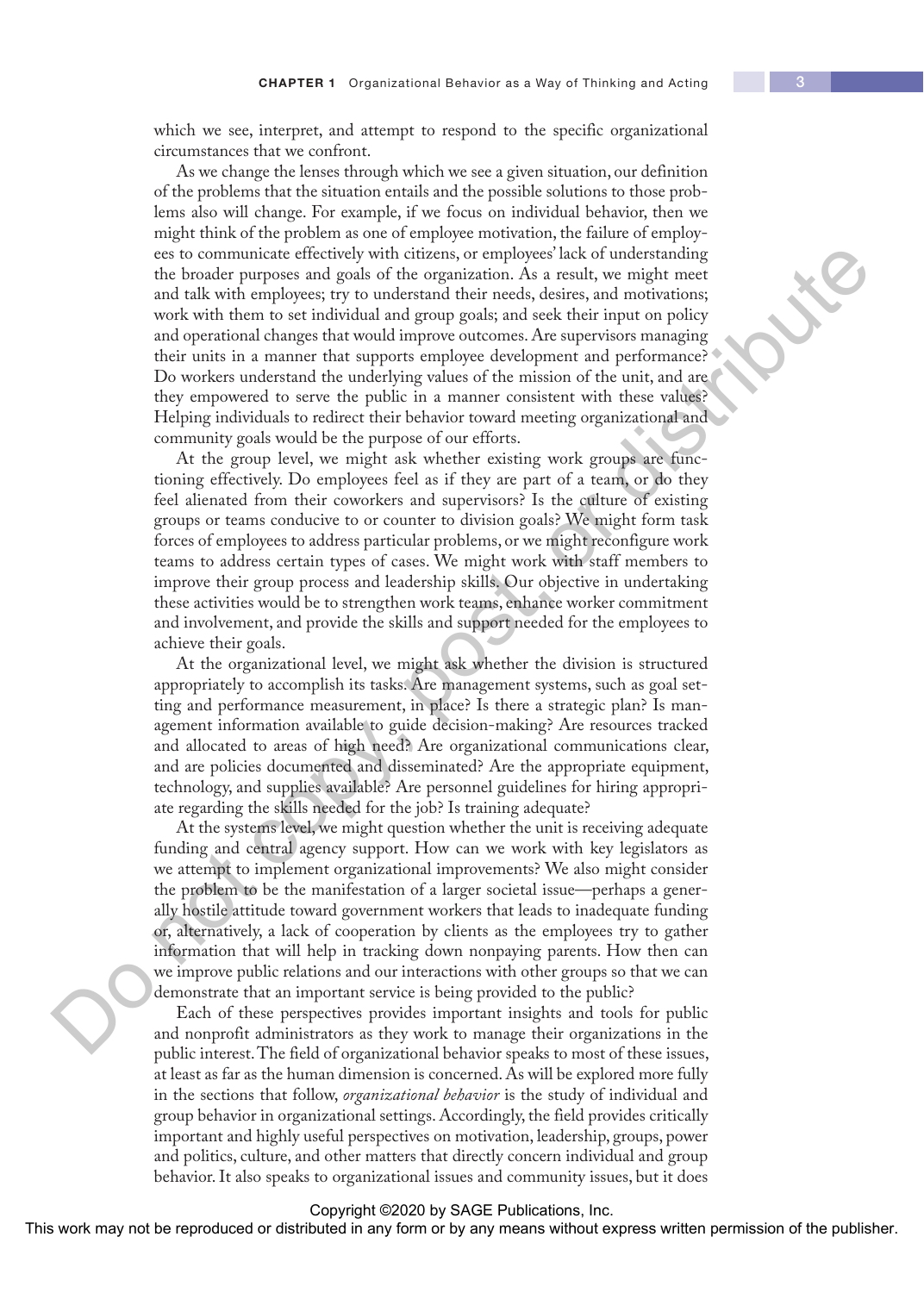which we see, interpret, and attempt to respond to the specific organizational circumstances that we confront.

As we change the lenses through which we see a given situation, our definition of the problems that the situation entails and the possible solutions to those problems also will change. For example, if we focus on individual behavior, then we might think of the problem as one of employee motivation, the failure of employees to communicate effectively with citizens, or employees' lack of understanding the broader purposes and goals of the organization. As a result, we might meet and talk with employees; try to understand their needs, desires, and motivations; work with them to set individual and group goals; and seek their input on policy and operational changes that would improve outcomes. Are supervisors managing their units in a manner that supports employee development and performance? Do workers understand the underlying values of the mission of the unit, and are they empowered to serve the public in a manner consistent with these values? Helping individuals to redirect their behavior toward meeting organizational and community goals would be the purpose of our efforts.

At the group level, we might ask whether existing work groups are functioning effectively. Do employees feel as if they are part of a team, or do they feel alienated from their coworkers and supervisors? Is the culture of existing groups or teams conducive to or counter to division goals? We might form task forces of employees to address particular problems, or we might reconfigure work teams to address certain types of cases. We might work with staff members to improve their group process and leadership skills. Our objective in undertaking these activities would be to strengthen work teams, enhance worker commitment and involvement, and provide the skills and support needed for the employees to achieve their goals.

At the organizational level, we might ask whether the division is structured appropriately to accomplish its tasks. Are management systems, such as goal setting and performance measurement, in place? Is there a strategic plan? Is management information available to guide decision-making? Are resources tracked and allocated to areas of high need? Are organizational communications clear, and are policies documented and disseminated? Are the appropriate equipment, technology, and supplies available? Are personnel guidelines for hiring appropriate regarding the skills needed for the job? Is training adequate?

At the systems level, we might question whether the unit is receiving adequate funding and central agency support. How can we work with key legislators as we attempt to implement organizational improvements? We also might consider the problem to be the manifestation of a larger societal issue—perhaps a generally hostile attitude toward government workers that leads to inadequate funding or, alternatively, a lack of cooperation by clients as the employees try to gather information that will help in tracking down nonpaying parents. How then can we improve public relations and our interactions with other groups so that we can demonstrate that an important service is being provided to the public?

Each of these perspectives provides important insights and tools for public and nonprofit administrators as they work to manage their organizations in the public interest. The field of organizational behavior speaks to most of these issues, at least as far as the human dimension is concerned. As will be explored more fully in the sections that follow, *organizational behavior* is the study of individual and group behavior in organizational settings. Accordingly, the field provides critically important and highly useful perspectives on motivation, leadership, groups, power and politics, culture, and other matters that directly concern individual and group behavior. It also speaks to organizational issues and community issues, but it does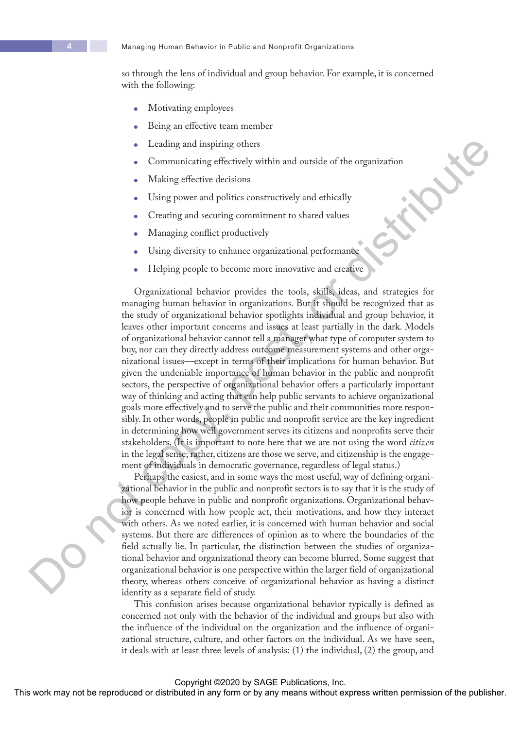so through the lens of individual and group behavior. For example, it is concerned with the following:

- Motivating employees
- Being an effective team member
- Leading and inspiring others
- Communicating effectively within and outside of the organization
- Making effective decisions
- Using power and politics constructively and ethically
- Creating and securing commitment to shared values
- Managing conflict productively
- Using diversity to enhance organizational performance
- Helping people to become more innovative and creative

Organizational behavior provides the tools, skills, ideas, and strategies for managing human behavior in organizations. But it should be recognized that as the study of organizational behavior spotlights individual and group behavior, it leaves other important concerns and issues at least partially in the dark. Models of organizational behavior cannot tell a manager what type of computer system to buy, nor can they directly address outcome measurement systems and other organizational issues—except in terms of their implications for human behavior. But given the undeniable importance of human behavior in the public and nonprofit sectors, the perspective of organizational behavior offers a particularly important way of thinking and acting that can help public servants to achieve organizational goals more effectively and to serve the public and their communities more responsibly. In other words, people in public and nonprofit service are the key ingredient in determining how well government serves its citizens and nonprofits serve their stakeholders. (It is important to note here that we are not using the word *citizen* in the legal sense; rather, citizens are those we serve, and citizenship is the engagement of individuals in democratic governance, regardless of legal status.)

Perhaps the easiest, and in some ways the most useful, way of defining organizational behavior in the public and nonprofit sectors is to say that it is the study of how people behave in public and nonprofit organizations. Organizational behavior is concerned with how people act, their motivations, and how they interact with others. As we noted earlier, it is concerned with human behavior and social systems. But there are differences of opinion as to where the boundaries of the field actually lie. In particular, the distinction between the studies of organizational behavior and organizational theory can become blurred. Some suggest that organizational behavior is one perspective within the larger field of organizational theory, whereas others conceive of organizational behavior as having a distinct identity as a separate field of study.

This confusion arises because organizational behavior typically is defined as concerned not only with the behavior of the individual and groups but also with the influence of the individual on the organization and the influence of organizational structure, culture, and other factors on the individual. As we have seen, it deals with at least three levels of analysis: (1) the individual, (2) the group, and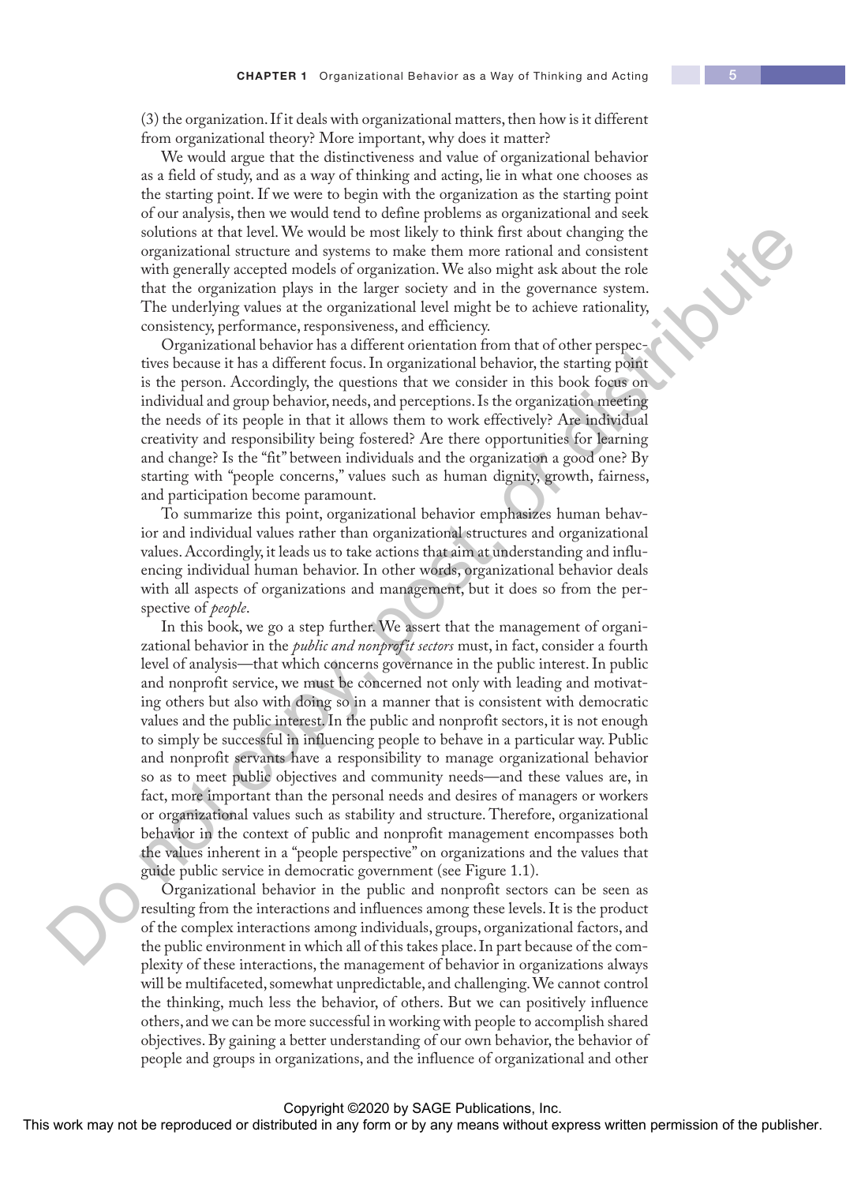(3) the organization. If it deals with organizational matters, then how is it different from organizational theory? More important, why does it matter?

We would argue that the distinctiveness and value of organizational behavior as a field of study, and as a way of thinking and acting, lie in what one chooses as the starting point. If we were to begin with the organization as the starting point of our analysis, then we would tend to define problems as organizational and seek solutions at that level. We would be most likely to think first about changing the organizational structure and systems to make them more rational and consistent with generally accepted models of organization. We also might ask about the role that the organization plays in the larger society and in the governance system. The underlying values at the organizational level might be to achieve rationality, consistency, performance, responsiveness, and efficiency.

Organizational behavior has a different orientation from that of other perspectives because it has a different focus. In organizational behavior, the starting point is the person. Accordingly, the questions that we consider in this book focus on individual and group behavior, needs, and perceptions. Is the organization meeting the needs of its people in that it allows them to work effectively? Are individual creativity and responsibility being fostered? Are there opportunities for learning and change? Is the "fit" between individuals and the organization a good one? By starting with "people concerns," values such as human dignity, growth, fairness, and participation become paramount.

To summarize this point, organizational behavior emphasizes human behavior and individual values rather than organizational structures and organizational values. Accordingly, it leads us to take actions that aim at understanding and influencing individual human behavior. In other words, organizational behavior deals with all aspects of organizations and management, but it does so from the perspective of *people*.

In this book, we go a step further. We assert that the management of organizational behavior in the *public and nonprofit sectors* must, in fact, consider a fourth level of analysis—that which concerns governance in the public interest. In public and nonprofit service, we must be concerned not only with leading and motivating others but also with doing so in a manner that is consistent with democratic values and the public interest. In the public and nonprofit sectors, it is not enough to simply be successful in influencing people to behave in a particular way. Public and nonprofit servants have a responsibility to manage organizational behavior so as to meet public objectives and community needs—and these values are, in fact, more important than the personal needs and desires of managers or workers or organizational values such as stability and structure. Therefore, organizational behavior in the context of public and nonprofit management encompasses both the values inherent in a "people perspective" on organizations and the values that guide public service in democratic government (see Figure 1.1).

Organizational behavior in the public and nonprofit sectors can be seen as resulting from the interactions and influences among these levels. It is the product of the complex interactions among individuals, groups, organizational factors, and the public environment in which all of this takes place. In part because of the complexity of these interactions, the management of behavior in organizations always will be multifaceted, somewhat unpredictable, and challenging. We cannot control the thinking, much less the behavior, of others. But we can positively influence others, and we can be more successful in working with people to accomplish shared objectives. By gaining a better understanding of our own behavior, the behavior of people and groups in organizations, and the influence of organizational and other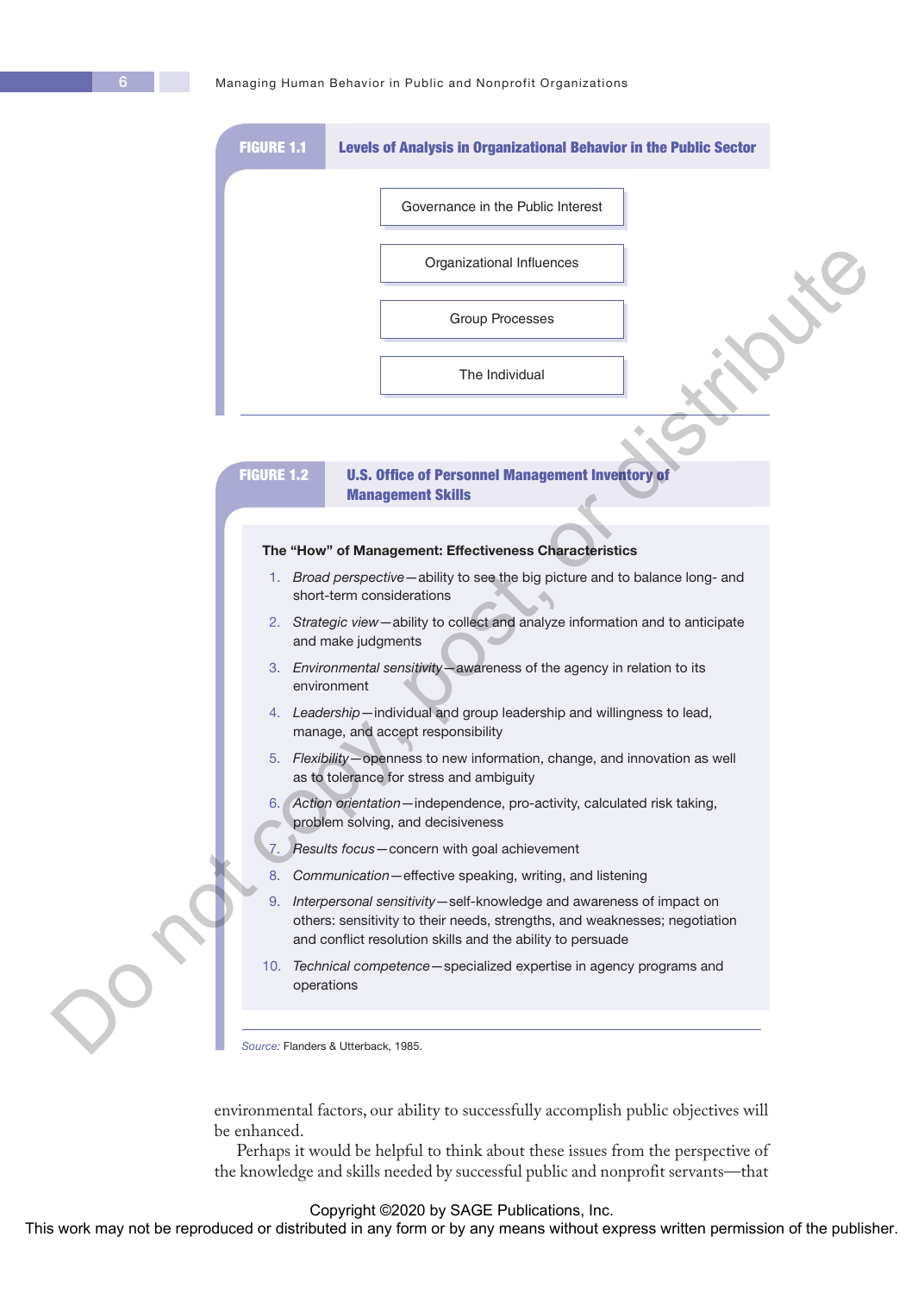**FIGURE 1.1 Levels of Analysis in Organizational Behavior in the Public Sector**

Governance in the Public Interest

Organizational Influences

Group Processes

The Individual

**FIGURE 1.2 U.S. Office of Personnel Management Inventory of Management Skills**

**The "How" of Management: Effectiveness Characteristics**

1. *Broad perspective*—ability to see the big picture and to balance long- and short-term considerations
2. *Strategic view*—ability to collect and analyze information and to anticipate and make judgments
3. *Environmental sensitivity*—awareness of the agency in relation to its environment
4. *Leadership*—individual and group leadership and willingness to lead, manage, and accept responsibility
5. *Flexibility*—openness to new information, change, and innovation as well as to tolerance for stress and ambiguity
6. *Action orientation*—independence, pro-activity, calculated risk taking, problem solving, and decisiveness
7. *Results focus*—concern with goal achievement
8. *Communication*—effective speaking, writing, and listening
9. *Interpersonal sensitivity*—self-knowledge and awareness of impact on others: sensitivity to their needs, strengths, and weaknesses; negotiation and conflict resolution skills and the ability to persuade
10. *Technical competence*—specialized expertise in agency programs and operations

*Source:* Flanders & Utterback, 1985.

environmental factors, our ability to successfully accomplish public objectives will be enhanced.

Perhaps it would be helpful to think about these issues from the perspective of the knowledge and skills needed by successful public and nonprofit servants—that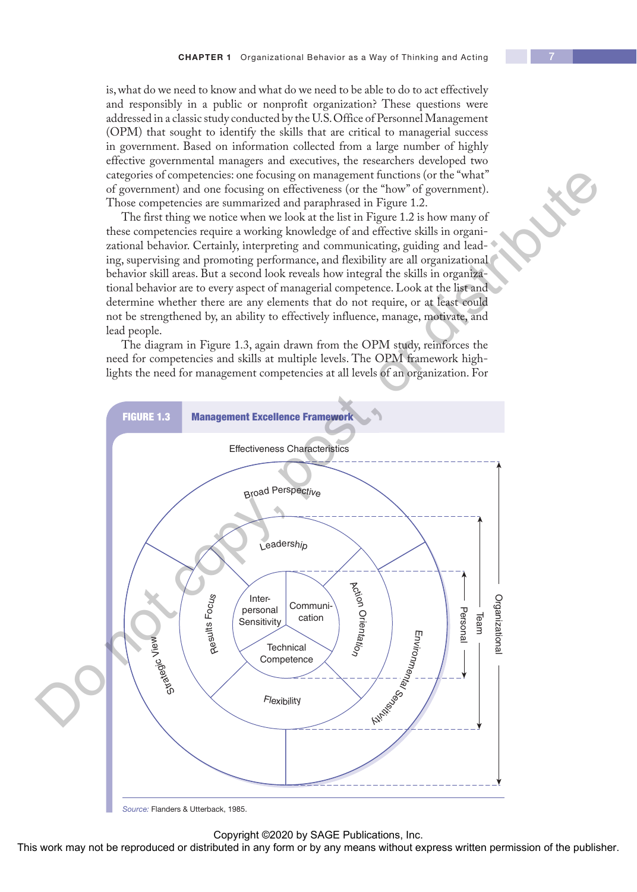is, what do we need to know and what do we need to be able to do to act effectively and responsibly in a public or nonprofit organization? These questions were addressed in a classic study conducted by the U.S. Office of Personnel Management (OPM) that sought to identify the skills that are critical to managerial success in government. Based on information collected from a large number of highly effective governmental managers and executives, the researchers developed two categories of competencies: one focusing on management functions (or the "what" of government) and one focusing on effectiveness (or the "how" of government). Those competencies are summarized and paraphrased in Figure 1.2.

The first thing we notice when we look at the list in Figure 1.2 is how many of these competencies require a working knowledge of and effective skills in organizational behavior. Certainly, interpreting and communicating, guiding and leading, supervising and promoting performance, and flexibility are all organizational behavior skill areas. But a second look reveals how integral the skills in organizational behavior are to every aspect of managerial competence. Look at the list and determine whether there are any elements that do not require, or at least could not be strengthened by, an ability to effectively influence, manage, motivate, and lead people.

The diagram in Figure 1.3, again drawn from the OPM study, reinforces the need for competencies and skills at multiple levels. The OPM framework highlights the need for management competencies at all levels of an organization. For

**FIGURE 1.3 Management Excellence Framework**

Effectiveness Characteristics

Broad Perspective
Leadership
Inter-personal Sensitivity
Communi-cation
Technical Competence
Results Focus
Action Orientation
Flexibility
Strategic View
Environmental Sensitivity

Personal
Team
Organizational

*Source:* Flanders & Utterback, 1985.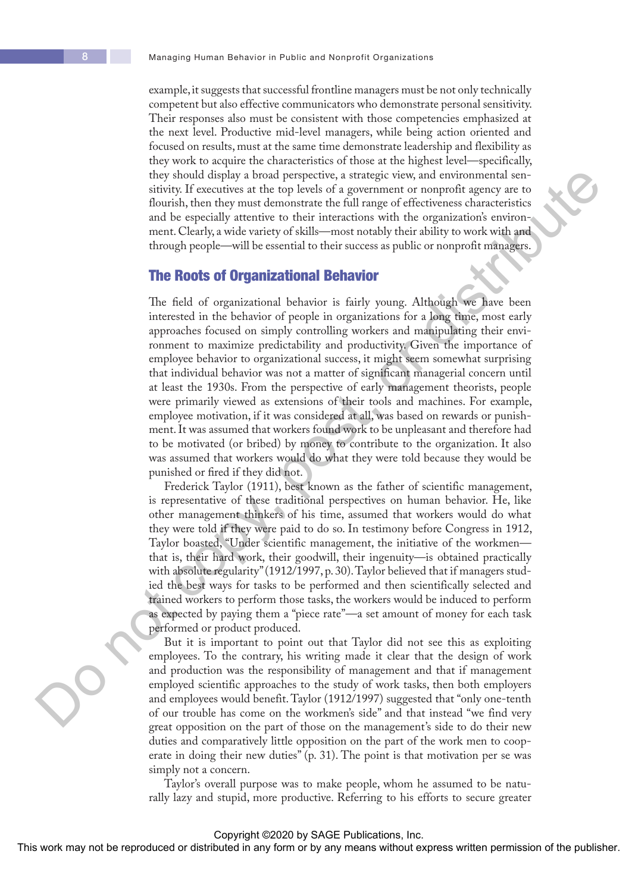example, it suggests that successful frontline managers must be not only technically competent but also effective communicators who demonstrate personal sensitivity. Their responses also must be consistent with those competencies emphasized at the next level. Productive mid-level managers, while being action oriented and focused on results, must at the same time demonstrate leadership and flexibility as they work to acquire the characteristics of those at the highest level—specifically, they should display a broad perspective, a strategic view, and environmental sensitivity. If executives at the top levels of a government or nonprofit agency are to flourish, then they must demonstrate the full range of effectiveness characteristics and be especially attentive to their interactions with the organization's environment. Clearly, a wide variety of skills—most notably their ability to work with and through people—will be essential to their success as public or nonprofit managers.

## The Roots of Organizational Behavior

The field of organizational behavior is fairly young. Although we have been interested in the behavior of people in organizations for a long time, most early approaches focused on simply controlling workers and manipulating their environment to maximize predictability and productivity. Given the importance of employee behavior to organizational success, it might seem somewhat surprising that individual behavior was not a matter of significant managerial concern until at least the 1930s. From the perspective of early management theorists, people were primarily viewed as extensions of their tools and machines. For example, employee motivation, if it was considered at all, was based on rewards or punishment. It was assumed that workers found work to be unpleasant and therefore had to be motivated (or bribed) by money to contribute to the organization. It also was assumed that workers would do what they were told because they would be punished or fired if they did not.

Frederick Taylor (1911), best known as the father of scientific management, is representative of these traditional perspectives on human behavior. He, like other management thinkers of his time, assumed that workers would do what they were told if they were paid to do so. In testimony before Congress in 1912, Taylor boasted, "Under scientific management, the initiative of the workmen—that is, their hard work, their goodwill, their ingenuity—is obtained practically with absolute regularity" (1912/1997, p. 30). Taylor believed that if managers studied the best ways for tasks to be performed and then scientifically selected and trained workers to perform those tasks, the workers would be induced to perform as expected by paying them a "piece rate"—a set amount of money for each task performed or product produced.

But it is important to point out that Taylor did not see this as exploiting employees. To the contrary, his writing made it clear that the design of work and production was the responsibility of management and that if management employed scientific approaches to the study of work tasks, then both employers and employees would benefit. Taylor (1912/1997) suggested that "only one-tenth of our trouble has come on the workmen's side" and that instead "we find very great opposition on the part of those on the management's side to do their new duties and comparatively little opposition on the part of the work men to cooperate in doing their new duties" (p. 31). The point is that motivation per se was simply not a concern.

Taylor's overall purpose was to make people, whom he assumed to be naturally lazy and stupid, more productive. Referring to his efforts to secure greater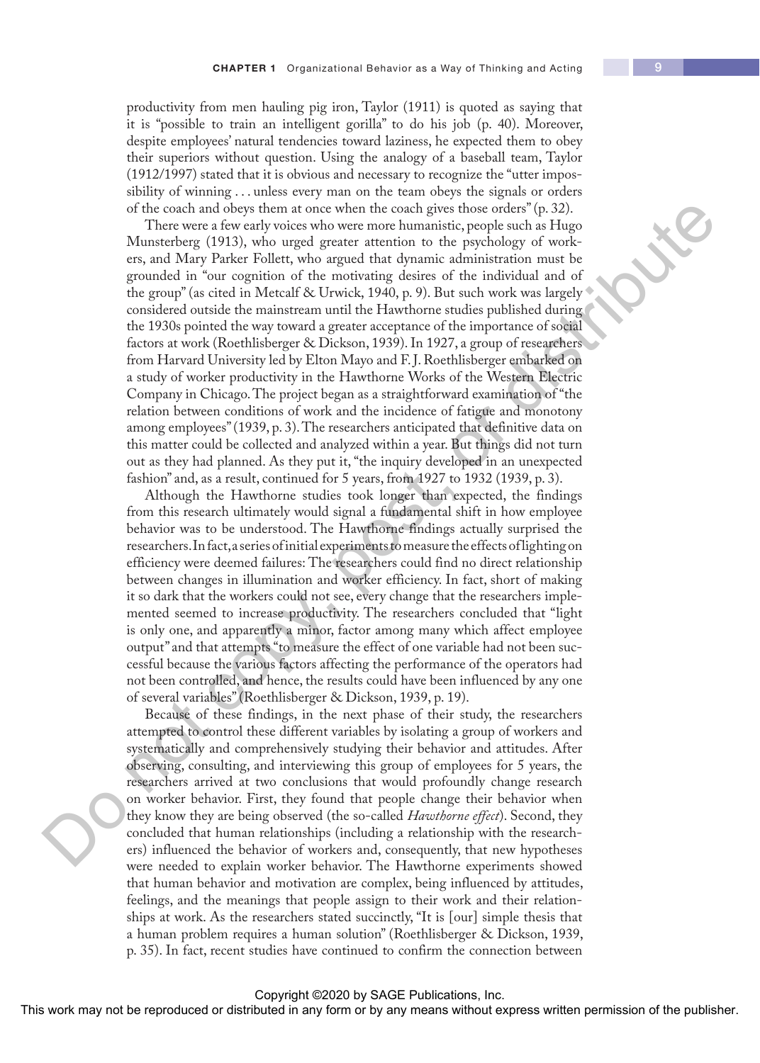productivity from men hauling pig iron, Taylor (1911) is quoted as saying that it is "possible to train an intelligent gorilla" to do his job (p. 40). Moreover, despite employees' natural tendencies toward laziness, he expected them to obey their superiors without question. Using the analogy of a baseball team, Taylor (1912/1997) stated that it is obvious and necessary to recognize the "utter impossibility of winning . . . unless every man on the team obeys the signals or orders of the coach and obeys them at once when the coach gives those orders" (p. 32).

There were a few early voices who were more humanistic, people such as Hugo Munsterberg (1913), who urged greater attention to the psychology of workers, and Mary Parker Follett, who argued that dynamic administration must be grounded in "our cognition of the motivating desires of the individual and of the group" (as cited in Metcalf & Urwick, 1940, p. 9). But such work was largely considered outside the mainstream until the Hawthorne studies published during the 1930s pointed the way toward a greater acceptance of the importance of social factors at work (Roethlisberger & Dickson, 1939). In 1927, a group of researchers from Harvard University led by Elton Mayo and F. J. Roethlisberger embarked on a study of worker productivity in the Hawthorne Works of the Western Electric Company in Chicago. The project began as a straightforward examination of "the relation between conditions of work and the incidence of fatigue and monotony among employees" (1939, p. 3). The researchers anticipated that definitive data on this matter could be collected and analyzed within a year. But things did not turn out as they had planned. As they put it, "the inquiry developed in an unexpected fashion" and, as a result, continued for 5 years, from 1927 to 1932 (1939, p. 3).

Although the Hawthorne studies took longer than expected, the findings from this research ultimately would signal a fundamental shift in how employee behavior was to be understood. The Hawthorne findings actually surprised the researchers. In fact, a series of initial experiments to measure the effects of lighting on efficiency were deemed failures: The researchers could find no direct relationship between changes in illumination and worker efficiency. In fact, short of making it so dark that the workers could not see, every change that the researchers implemented seemed to increase productivity. The researchers concluded that "light is only one, and apparently a minor, factor among many which affect employee output" and that attempts "to measure the effect of one variable had not been successful because the various factors affecting the performance of the operators had not been controlled, and hence, the results could have been influenced by any one of several variables" (Roethlisberger & Dickson, 1939, p. 19).

Because of these findings, in the next phase of their study, the researchers attempted to control these different variables by isolating a group of workers and systematically and comprehensively studying their behavior and attitudes. After observing, consulting, and interviewing this group of employees for 5 years, the researchers arrived at two conclusions that would profoundly change research on worker behavior. First, they found that people change their behavior when they know they are being observed (the so-called *Hawthorne effect*). Second, they concluded that human relationships (including a relationship with the researchers) influenced the behavior of workers and, consequently, that new hypotheses were needed to explain worker behavior. The Hawthorne experiments showed that human behavior and motivation are complex, being influenced by attitudes, feelings, and the meanings that people assign to their work and their relationships at work. As the researchers stated succinctly, "It is [our] simple thesis that a human problem requires a human solution" (Roethlisberger & Dickson, 1939, p. 35). In fact, recent studies have continued to confirm the connection between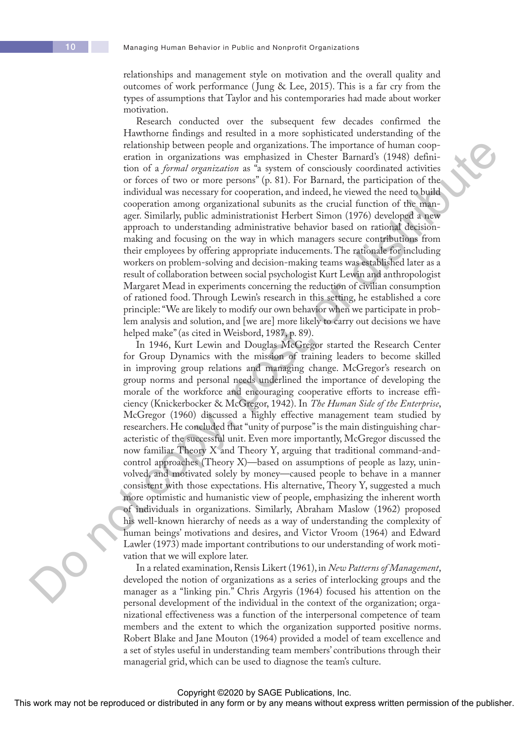relationships and management style on motivation and the overall quality and outcomes of work performance (Jung & Lee, 2015). This is a far cry from the types of assumptions that Taylor and his contemporaries had made about worker motivation.

Research conducted over the subsequent few decades confirmed the Hawthorne findings and resulted in a more sophisticated understanding of the relationship between people and organizations. The importance of human cooperation in organizations was emphasized in Chester Barnard's (1948) definition of a *formal organization* as "a system of consciously coordinated activities or forces of two or more persons" (p. 81). For Barnard, the participation of the individual was necessary for cooperation, and indeed, he viewed the need to build cooperation among organizational subunits as the crucial function of the manager. Similarly, public administrationist Herbert Simon (1976) developed a new approach to understanding administrative behavior based on rational decision-making and focusing on the way in which managers secure contributions from their employees by offering appropriate inducements. The rationale for including workers on problem-solving and decision-making teams was established later as a result of collaboration between social psychologist Kurt Lewin and anthropologist Margaret Mead in experiments concerning the reduction of civilian consumption of rationed food. Through Lewin's research in this setting, he established a core principle: "We are likely to modify our own behavior when we participate in problem analysis and solution, and [we are] more likely to carry out decisions we have helped make" (as cited in Weisbord, 1987, p. 89).

In 1946, Kurt Lewin and Douglas McGregor started the Research Center for Group Dynamics with the mission of training leaders to become skilled in improving group relations and managing change. McGregor's research on group norms and personal needs underlined the importance of developing the morale of the workforce and encouraging cooperative efforts to increase efficiency (Knickerbocker & McGregor, 1942). In *The Human Side of the Enterprise*, McGregor (1960) discussed a highly effective management team studied by researchers. He concluded that "unity of purpose" is the main distinguishing characteristic of the successful unit. Even more importantly, McGregor discussed the now familiar Theory X and Theory Y, arguing that traditional command-and-control approaches (Theory X)—based on assumptions of people as lazy, uninvolved, and motivated solely by money—caused people to behave in a manner consistent with those expectations. His alternative, Theory Y, suggested a much more optimistic and humanistic view of people, emphasizing the inherent worth of individuals in organizations. Similarly, Abraham Maslow (1962) proposed his well-known hierarchy of needs as a way of understanding the complexity of human beings' motivations and desires, and Victor Vroom (1964) and Edward Lawler (1973) made important contributions to our understanding of work motivation that we will explore later.

In a related examination, Rensis Likert (1961), in *New Patterns of Management*, developed the notion of organizations as a series of interlocking groups and the manager as a "linking pin." Chris Argyris (1964) focused his attention on the personal development of the individual in the context of the organization; organizational effectiveness was a function of the interpersonal competence of team members and the extent to which the organization supported positive norms. Robert Blake and Jane Mouton (1964) provided a model of team excellence and a set of styles useful in understanding team members' contributions through their managerial grid, which can be used to diagnose the team's culture.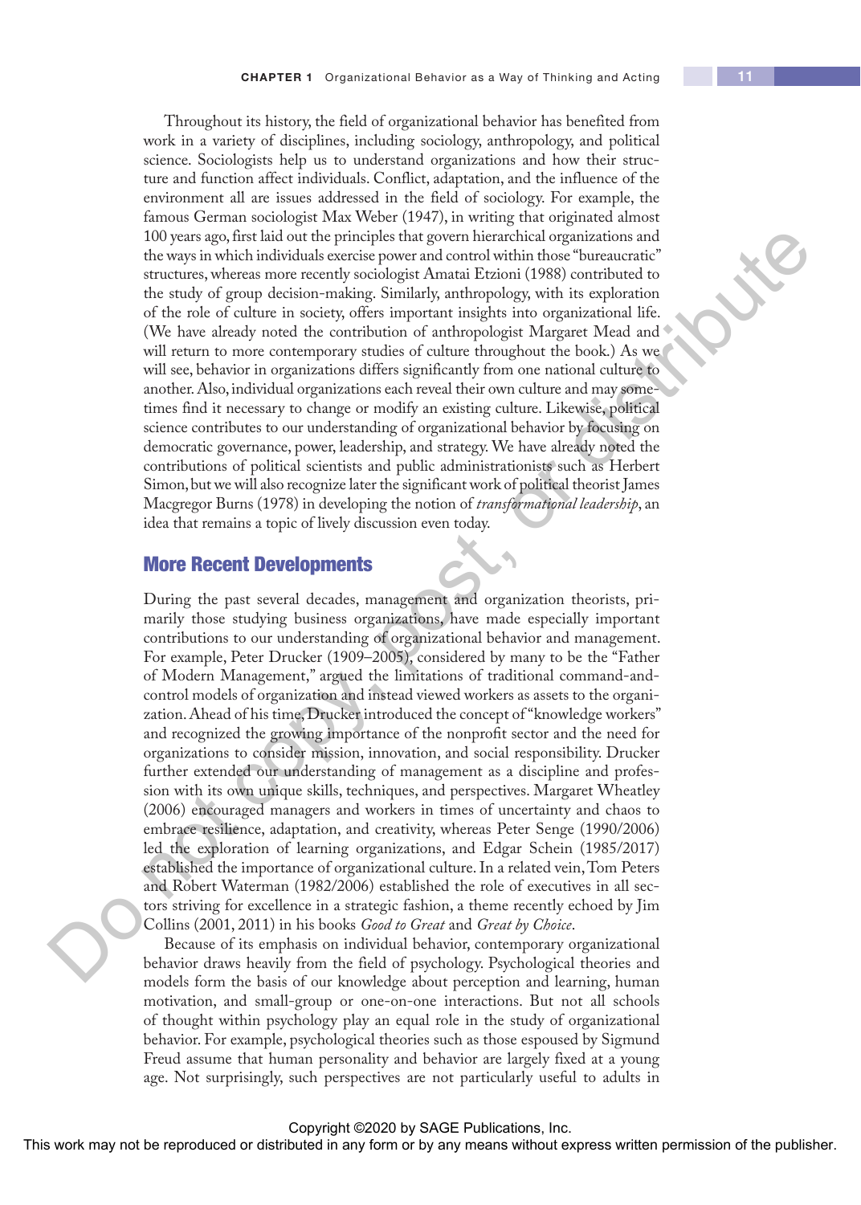Throughout its history, the field of organizational behavior has benefited from work in a variety of disciplines, including sociology, anthropology, and political science. Sociologists help us to understand organizations and how their structure and function affect individuals. Conflict, adaptation, and the influence of the environment all are issues addressed in the field of sociology. For example, the famous German sociologist Max Weber (1947), in writing that originated almost 100 years ago, first laid out the principles that govern hierarchical organizations and the ways in which individuals exercise power and control within those "bureaucratic" structures, whereas more recently sociologist Amatai Etzioni (1988) contributed to the study of group decision-making. Similarly, anthropology, with its exploration of the role of culture in society, offers important insights into organizational life. (We have already noted the contribution of anthropologist Margaret Mead and will return to more contemporary studies of culture throughout the book.) As we will see, behavior in organizations differs significantly from one national culture to another. Also, individual organizations each reveal their own culture and may sometimes find it necessary to change or modify an existing culture. Likewise, political science contributes to our understanding of organizational behavior by focusing on democratic governance, power, leadership, and strategy. We have already noted the contributions of political scientists and public administrationists such as Herbert Simon, but we will also recognize later the significant work of political theorist James Macgregor Burns (1978) in developing the notion of *transformational leadership*, an idea that remains a topic of lively discussion even today.

## More Recent Developments

During the past several decades, management and organization theorists, primarily those studying business organizations, have made especially important contributions to our understanding of organizational behavior and management. For example, Peter Drucker (1909–2005), considered by many to be the "Father of Modern Management," argued the limitations of traditional command-and-control models of organization and instead viewed workers as assets to the organization. Ahead of his time, Drucker introduced the concept of "knowledge workers" and recognized the growing importance of the nonprofit sector and the need for organizations to consider mission, innovation, and social responsibility. Drucker further extended our understanding of management as a discipline and profession with its own unique skills, techniques, and perspectives. Margaret Wheatley (2006) encouraged managers and workers in times of uncertainty and chaos to embrace resilience, adaptation, and creativity, whereas Peter Senge (1990/2006) led the exploration of learning organizations, and Edgar Schein (1985/2017) established the importance of organizational culture. In a related vein, Tom Peters and Robert Waterman (1982/2006) established the role of executives in all sectors striving for excellence in a strategic fashion, a theme recently echoed by Jim Collins (2001, 2011) in his books *Good to Great* and *Great by Choice*.

Because of its emphasis on individual behavior, contemporary organizational behavior draws heavily from the field of psychology. Psychological theories and models form the basis of our knowledge about perception and learning, human motivation, and small-group or one-on-one interactions. But not all schools of thought within psychology play an equal role in the study of organizational behavior. For example, psychological theories such as those espoused by Sigmund Freud assume that human personality and behavior are largely fixed at a young age. Not surprisingly, such perspectives are not particularly useful to adults in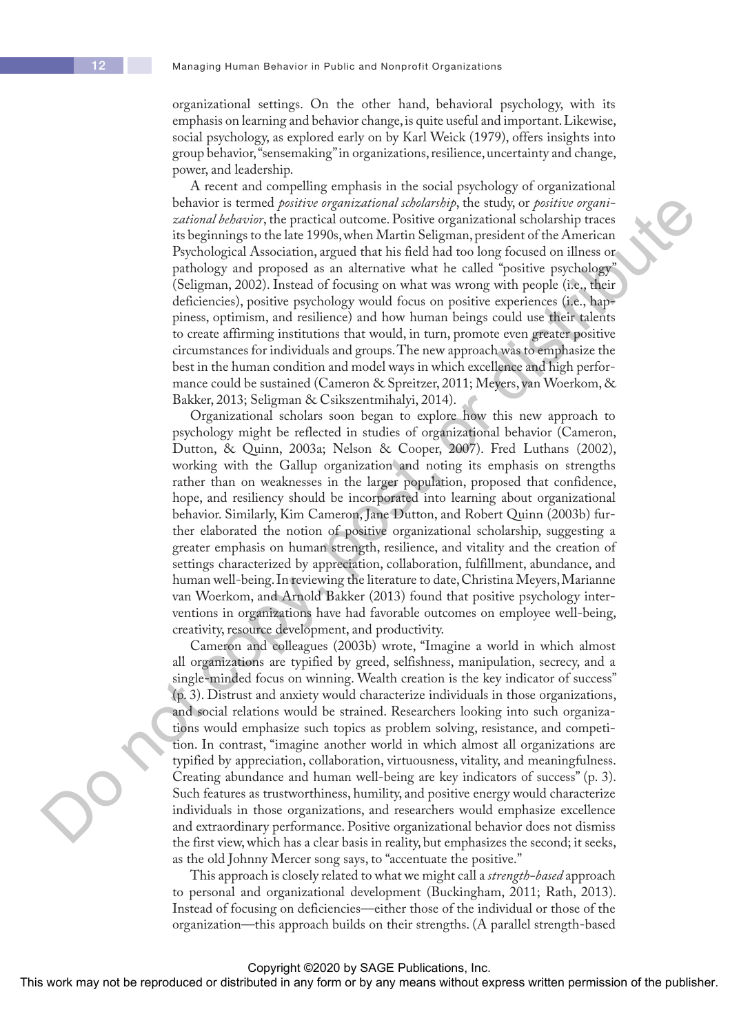organizational settings. On the other hand, behavioral psychology, with its emphasis on learning and behavior change, is quite useful and important. Likewise, social psychology, as explored early on by Karl Weick (1979), offers insights into group behavior, "sensemaking" in organizations, resilience, uncertainty and change, power, and leadership.

A recent and compelling emphasis in the social psychology of organizational behavior is termed *positive organizational scholarship*, the study, or *positive organizational behavior*, the practical outcome. Positive organizational scholarship traces its beginnings to the late 1990s, when Martin Seligman, president of the American Psychological Association, argued that his field had too long focused on illness or pathology and proposed as an alternative what he called "positive psychology" (Seligman, 2002). Instead of focusing on what was wrong with people (i.e., their deficiencies), positive psychology would focus on positive experiences (i.e., happiness, optimism, and resilience) and how human beings could use their talents to create affirming institutions that would, in turn, promote even greater positive circumstances for individuals and groups. The new approach was to emphasize the best in the human condition and model ways in which excellence and high performance could be sustained (Cameron & Spreitzer, 2011; Meyers, van Woerkom, & Bakker, 2013; Seligman & Csikszentmihalyi, 2014).

Organizational scholars soon began to explore how this new approach to psychology might be reflected in studies of organizational behavior (Cameron, Dutton, & Quinn, 2003a; Nelson & Cooper, 2007). Fred Luthans (2002), working with the Gallup organization and noting its emphasis on strengths rather than on weaknesses in the larger population, proposed that confidence, hope, and resiliency should be incorporated into learning about organizational behavior. Similarly, Kim Cameron, Jane Dutton, and Robert Quinn (2003b) further elaborated the notion of positive organizational scholarship, suggesting a greater emphasis on human strength, resilience, and vitality and the creation of settings characterized by appreciation, collaboration, fulfillment, abundance, and human well-being. In reviewing the literature to date, Christina Meyers, Marianne van Woerkom, and Arnold Bakker (2013) found that positive psychology interventions in organizations have had favorable outcomes on employee well-being, creativity, resource development, and productivity.

Cameron and colleagues (2003b) wrote, "Imagine a world in which almost all organizations are typified by greed, selfishness, manipulation, secrecy, and a single-minded focus on winning. Wealth creation is the key indicator of success" (p. 3). Distrust and anxiety would characterize individuals in those organizations, and social relations would be strained. Researchers looking into such organizations would emphasize such topics as problem solving, resistance, and competition. In contrast, "imagine another world in which almost all organizations are typified by appreciation, collaboration, virtuousness, vitality, and meaningfulness. Creating abundance and human well-being are key indicators of success" (p. 3). Such features as trustworthiness, humility, and positive energy would characterize individuals in those organizations, and researchers would emphasize excellence and extraordinary performance. Positive organizational behavior does not dismiss the first view, which has a clear basis in reality, but emphasizes the second; it seeks, as the old Johnny Mercer song says, to "accentuate the positive."

This approach is closely related to what we might call a *strength-based* approach to personal and organizational development (Buckingham, 2011; Rath, 2013). Instead of focusing on deficiencies—either those of the individual or those of the organization—this approach builds on their strengths. (A parallel strength-based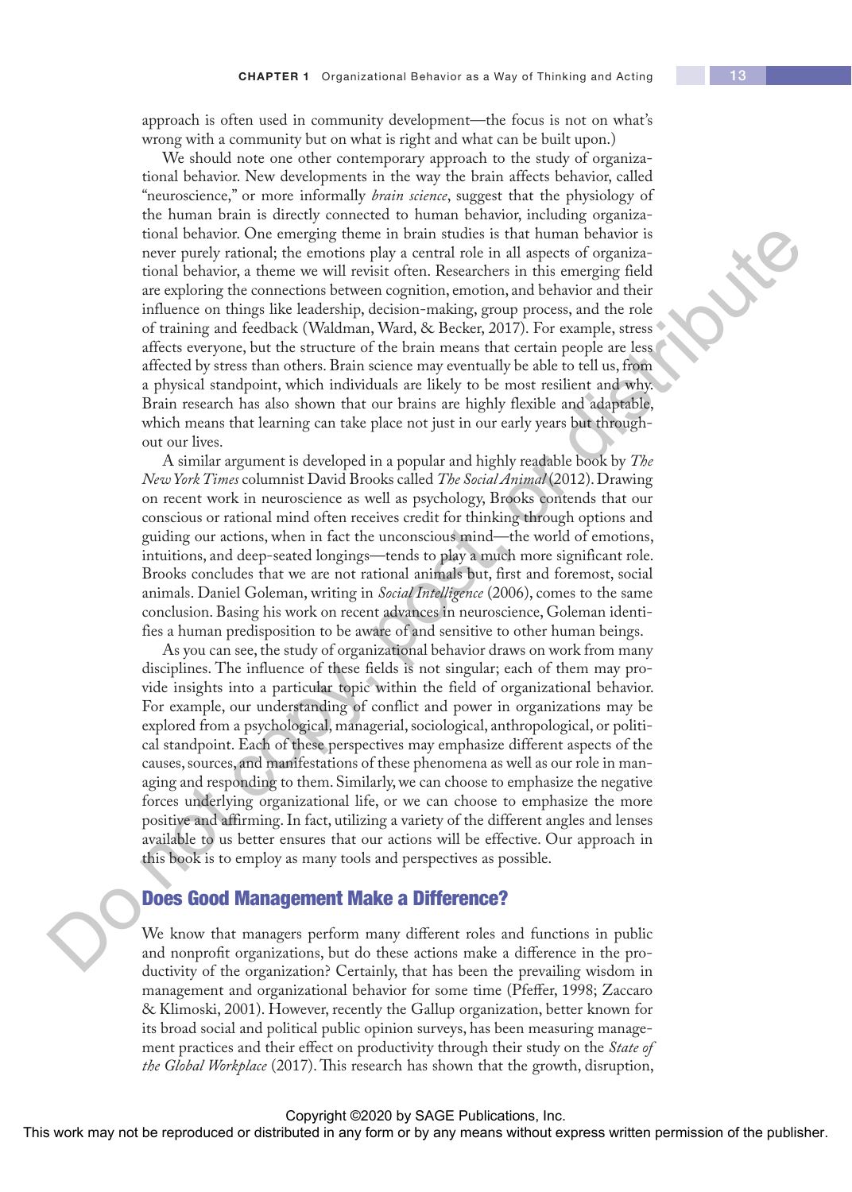approach is often used in community development—the focus is not on what's wrong with a community but on what is right and what can be built upon.)

We should note one other contemporary approach to the study of organizational behavior. New developments in the way the brain affects behavior, called "neuroscience," or more informally *brain science*, suggest that the physiology of the human brain is directly connected to human behavior, including organizational behavior. One emerging theme in brain studies is that human behavior is never purely rational; the emotions play a central role in all aspects of organizational behavior, a theme we will revisit often. Researchers in this emerging field are exploring the connections between cognition, emotion, and behavior and their influence on things like leadership, decision-making, group process, and the role of training and feedback (Waldman, Ward, & Becker, 2017). For example, stress affects everyone, but the structure of the brain means that certain people are less affected by stress than others. Brain science may eventually be able to tell us, from a physical standpoint, which individuals are likely to be most resilient and why. Brain research has also shown that our brains are highly flexible and adaptable, which means that learning can take place not just in our early years but throughout our lives.

A similar argument is developed in a popular and highly readable book by *The New York Times* columnist David Brooks called *The Social Animal* (2012). Drawing on recent work in neuroscience as well as psychology, Brooks contends that our conscious or rational mind often receives credit for thinking through options and guiding our actions, when in fact the unconscious mind—the world of emotions, intuitions, and deep-seated longings—tends to play a much more significant role. Brooks concludes that we are not rational animals but, first and foremost, social animals. Daniel Goleman, writing in *Social Intelligence* (2006), comes to the same conclusion. Basing his work on recent advances in neuroscience, Goleman identifies a human predisposition to be aware of and sensitive to other human beings.

As you can see, the study of organizational behavior draws on work from many disciplines. The influence of these fields is not singular; each of them may provide insights into a particular topic within the field of organizational behavior. For example, our understanding of conflict and power in organizations may be explored from a psychological, managerial, sociological, anthropological, or political standpoint. Each of these perspectives may emphasize different aspects of the causes, sources, and manifestations of these phenomena as well as our role in managing and responding to them. Similarly, we can choose to emphasize the negative forces underlying organizational life, or we can choose to emphasize the more positive and affirming. In fact, utilizing a variety of the different angles and lenses available to us better ensures that our actions will be effective. Our approach in this book is to employ as many tools and perspectives as possible.

## Does Good Management Make a Difference?

We know that managers perform many different roles and functions in public and nonprofit organizations, but do these actions make a difference in the productivity of the organization? Certainly, that has been the prevailing wisdom in management and organizational behavior for some time (Pfeffer, 1998; Zaccaro & Klimoski, 2001). However, recently the Gallup organization, better known for its broad social and political public opinion surveys, has been measuring management practices and their effect on productivity through their study on the *State of the Global Workplace* (2017). This research has shown that the growth, disruption,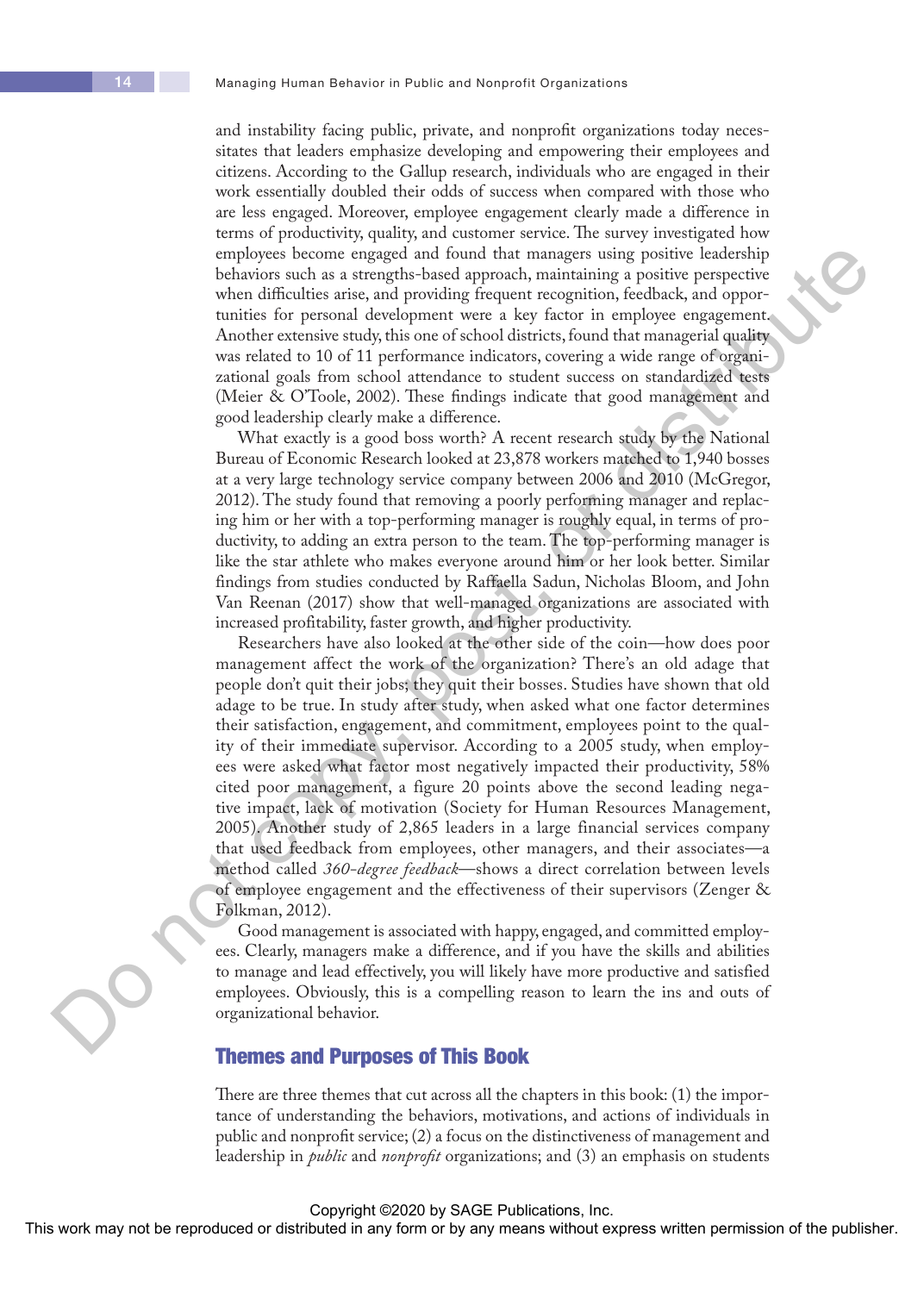and instability facing public, private, and nonprofit organizations today necessitates that leaders emphasize developing and empowering their employees and citizens. According to the Gallup research, individuals who are engaged in their work essentially doubled their odds of success when compared with those who are less engaged. Moreover, employee engagement clearly made a difference in terms of productivity, quality, and customer service. The survey investigated how employees become engaged and found that managers using positive leadership behaviors such as a strengths-based approach, maintaining a positive perspective when difficulties arise, and providing frequent recognition, feedback, and opportunities for personal development were a key factor in employee engagement. Another extensive study, this one of school districts, found that managerial quality was related to 10 of 11 performance indicators, covering a wide range of organizational goals from school attendance to student success on standardized tests (Meier & O'Toole, 2002). These findings indicate that good management and good leadership clearly make a difference.

What exactly is a good boss worth? A recent research study by the National Bureau of Economic Research looked at 23,878 workers matched to 1,940 bosses at a very large technology service company between 2006 and 2010 (McGregor, 2012). The study found that removing a poorly performing manager and replacing him or her with a top-performing manager is roughly equal, in terms of productivity, to adding an extra person to the team. The top-performing manager is like the star athlete who makes everyone around him or her look better. Similar findings from studies conducted by Raffaella Sadun, Nicholas Bloom, and John Van Reenan (2017) show that well-managed organizations are associated with increased profitability, faster growth, and higher productivity.

Researchers have also looked at the other side of the coin—how does poor management affect the work of the organization? There's an old adage that people don't quit their jobs; they quit their bosses. Studies have shown that old adage to be true. In study after study, when asked what one factor determines their satisfaction, engagement, and commitment, employees point to the quality of their immediate supervisor. According to a 2005 study, when employees were asked what factor most negatively impacted their productivity, 58% cited poor management, a figure 20 points above the second leading negative impact, lack of motivation (Society for Human Resources Management, 2005). Another study of 2,865 leaders in a large financial services company that used feedback from employees, other managers, and their associates—a method called *360-degree feedback*—shows a direct correlation between levels of employee engagement and the effectiveness of their supervisors (Zenger & Folkman, 2012).

Good management is associated with happy, engaged, and committed employees. Clearly, managers make a difference, and if you have the skills and abilities to manage and lead effectively, you will likely have more productive and satisfied employees. Obviously, this is a compelling reason to learn the ins and outs of organizational behavior.

## Themes and Purposes of This Book

There are three themes that cut across all the chapters in this book: (1) the importance of understanding the behaviors, motivations, and actions of individuals in public and nonprofit service; (2) a focus on the distinctiveness of management and leadership in *public* and *nonprofit* organizations; and (3) an emphasis on students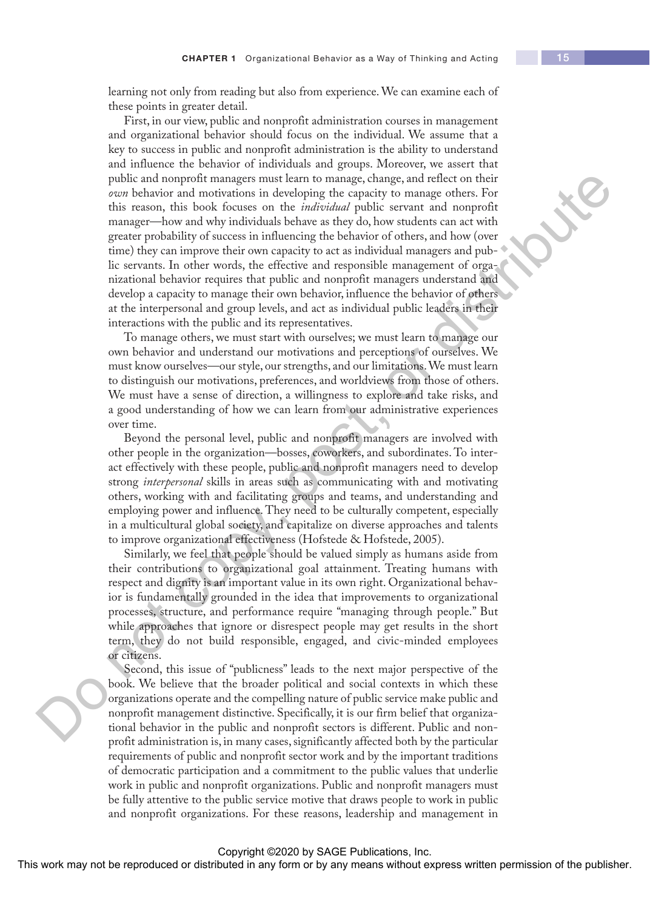learning not only from reading but also from experience. We can examine each of these points in greater detail.

First, in our view, public and nonprofit administration courses in management and organizational behavior should focus on the individual. We assume that a key to success in public and nonprofit administration is the ability to understand and influence the behavior of individuals and groups. Moreover, we assert that public and nonprofit managers must learn to manage, change, and reflect on their *own* behavior and motivations in developing the capacity to manage others. For this reason, this book focuses on the *individual* public servant and nonprofit manager—how and why individuals behave as they do, how students can act with greater probability of success in influencing the behavior of others, and how (over time) they can improve their own capacity to act as individual managers and public servants. In other words, the effective and responsible management of organizational behavior requires that public and nonprofit managers understand and develop a capacity to manage their own behavior, influence the behavior of others at the interpersonal and group levels, and act as individual public leaders in their interactions with the public and its representatives.

To manage others, we must start with ourselves; we must learn to manage our own behavior and understand our motivations and perceptions of ourselves. We must know ourselves—our style, our strengths, and our limitations. We must learn to distinguish our motivations, preferences, and worldviews from those of others. We must have a sense of direction, a willingness to explore and take risks, and a good understanding of how we can learn from our administrative experiences over time.

Beyond the personal level, public and nonprofit managers are involved with other people in the organization—bosses, coworkers, and subordinates. To interact effectively with these people, public and nonprofit managers need to develop strong *interpersonal* skills in areas such as communicating with and motivating others, working with and facilitating groups and teams, and understanding and employing power and influence. They need to be culturally competent, especially in a multicultural global society, and capitalize on diverse approaches and talents to improve organizational effectiveness (Hofstede & Hofstede, 2005).

Similarly, we feel that people should be valued simply as humans aside from their contributions to organizational goal attainment. Treating humans with respect and dignity is an important value in its own right. Organizational behavior is fundamentally grounded in the idea that improvements to organizational processes, structure, and performance require "managing through people." But while approaches that ignore or disrespect people may get results in the short term, they do not build responsible, engaged, and civic-minded employees or citizens.

Second, this issue of "publicness" leads to the next major perspective of the book. We believe that the broader political and social contexts in which these organizations operate and the compelling nature of public service make public and nonprofit management distinctive. Specifically, it is our firm belief that organizational behavior in the public and nonprofit sectors is different. Public and nonprofit administration is, in many cases, significantly affected both by the particular requirements of public and nonprofit sector work and by the important traditions of democratic participation and a commitment to the public values that underlie work in public and nonprofit organizations. Public and nonprofit managers must be fully attentive to the public service motive that draws people to work in public and nonprofit organizations. For these reasons, leadership and management in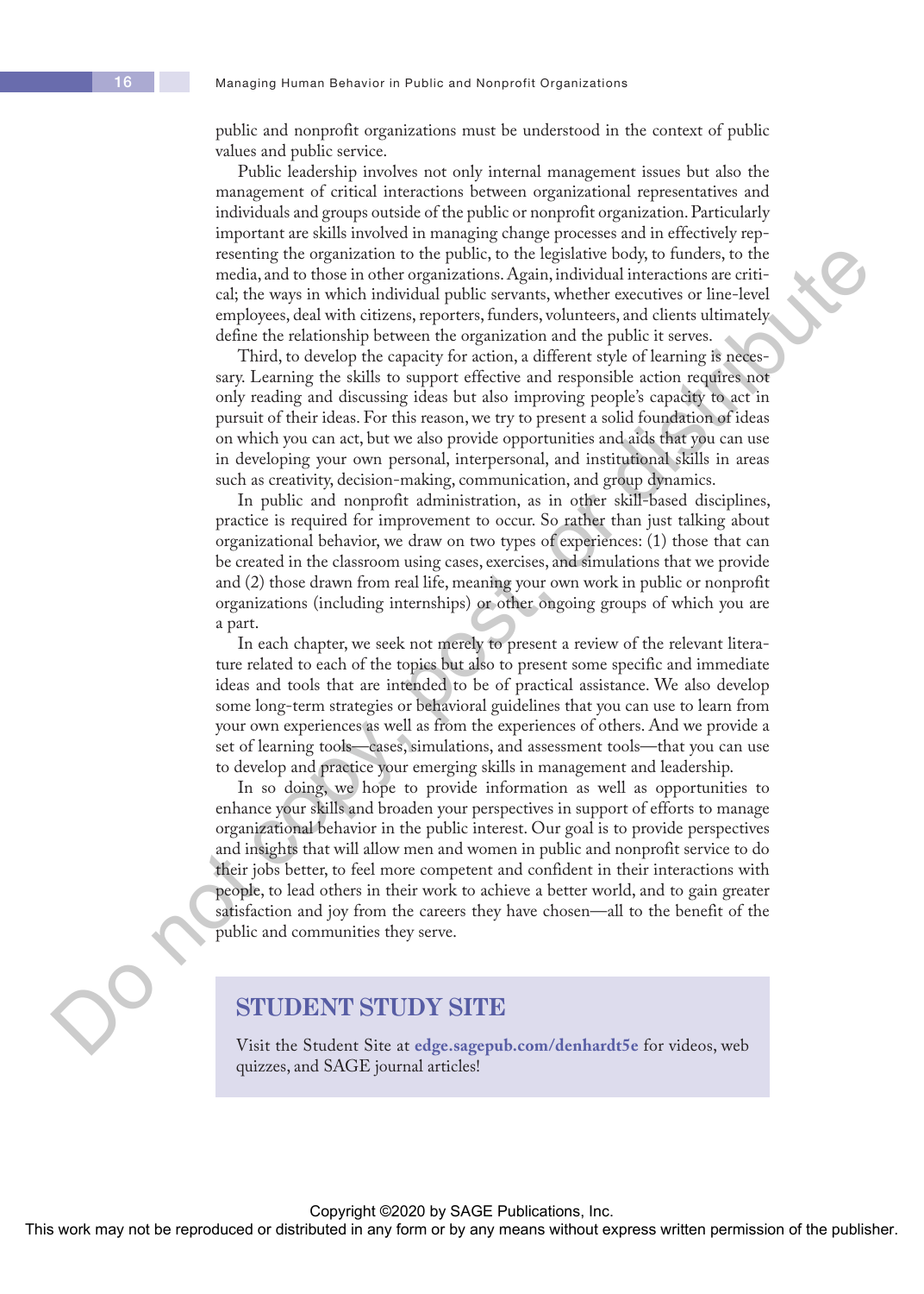public and nonprofit organizations must be understood in the context of public values and public service.

Public leadership involves not only internal management issues but also the management of critical interactions between organizational representatives and individuals and groups outside of the public or nonprofit organization. Particularly important are skills involved in managing change processes and in effectively representing the organization to the public, to the legislative body, to funders, to the media, and to those in other organizations. Again, individual interactions are critical; the ways in which individual public servants, whether executives or line-level employees, deal with citizens, reporters, funders, volunteers, and clients ultimately define the relationship between the organization and the public it serves.

Third, to develop the capacity for action, a different style of learning is necessary. Learning the skills to support effective and responsible action requires not only reading and discussing ideas but also improving people's capacity to act in pursuit of their ideas. For this reason, we try to present a solid foundation of ideas on which you can act, but we also provide opportunities and aids that you can use in developing your own personal, interpersonal, and institutional skills in areas such as creativity, decision-making, communication, and group dynamics.

In public and nonprofit administration, as in other skill-based disciplines, practice is required for improvement to occur. So rather than just talking about organizational behavior, we draw on two types of experiences: (1) those that can be created in the classroom using cases, exercises, and simulations that we provide and (2) those drawn from real life, meaning your own work in public or nonprofit organizations (including internships) or other ongoing groups of which you are a part.

In each chapter, we seek not merely to present a review of the relevant literature related to each of the topics but also to present some specific and immediate ideas and tools that are intended to be of practical assistance. We also develop some long-term strategies or behavioral guidelines that you can use to learn from your own experiences as well as from the experiences of others. And we provide a set of learning tools—cases, simulations, and assessment tools—that you can use to develop and practice your emerging skills in management and leadership.

In so doing, we hope to provide information as well as opportunities to enhance your skills and broaden your perspectives in support of efforts to manage organizational behavior in the public interest. Our goal is to provide perspectives and insights that will allow men and women in public and nonprofit service to do their jobs better, to feel more competent and confident in their interactions with people, to lead others in their work to achieve a better world, and to gain greater satisfaction and joy from the careers they have chosen—all to the benefit of the public and communities they serve.

## STUDENT STUDY SITE

Visit the Student Site at **edge.sagepub.com/denhardt5e** for videos, web quizzes, and SAGE journal articles!